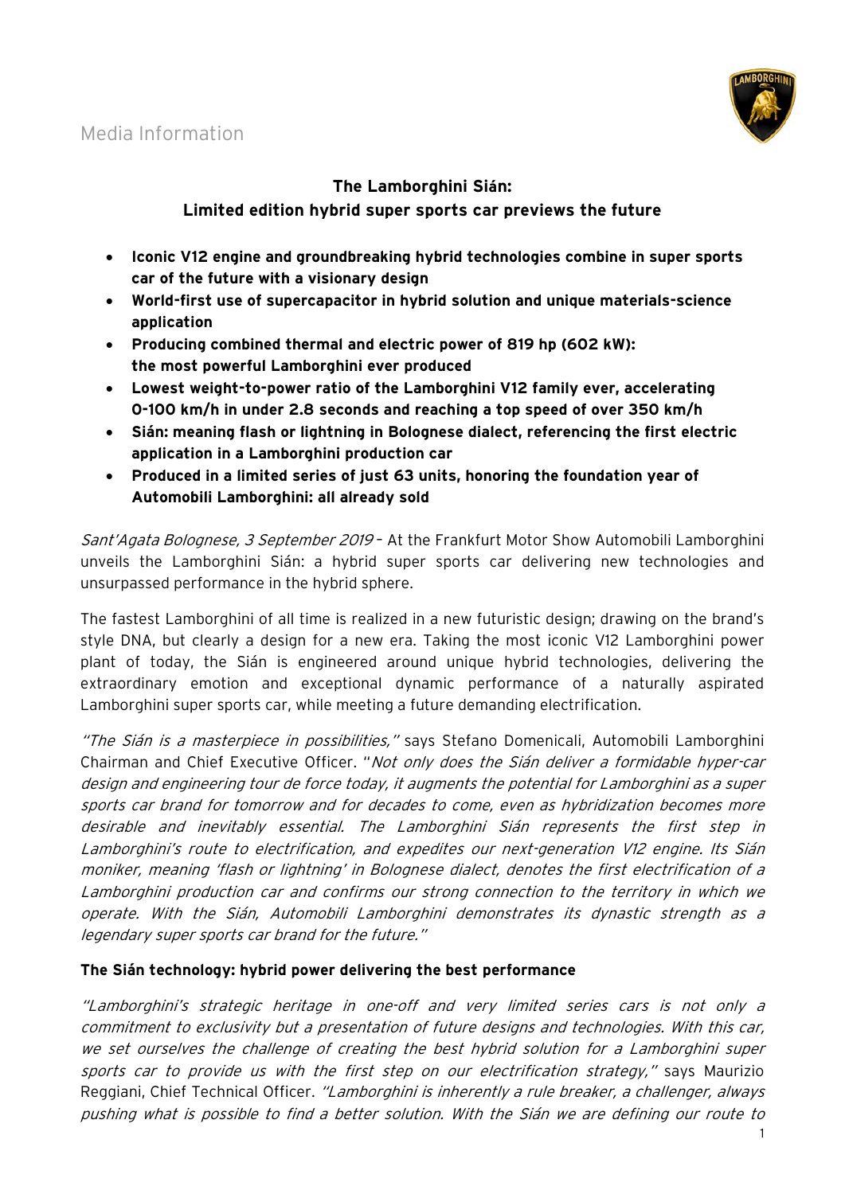Media Information

# The Lamborghini Sián:
## Limited edition hybrid super sports car previews the future

- **Iconic V12 engine and groundbreaking hybrid technologies combine in super sports car of the future with a visionary design**
- **World-first use of supercapacitor in hybrid solution and unique materials-science application**
- **Producing combined thermal and electric power of 819 hp (602 kW): the most powerful Lamborghini ever produced**
- **Lowest weight-to-power ratio of the Lamborghini V12 family ever, accelerating 0-100 km/h in under 2.8 seconds and reaching a top speed of over 350 km/h**
- **Sián: meaning flash or lightning in Bolognese dialect, referencing the first electric application in a Lamborghini production car**
- **Produced in a limited series of just 63 units, honoring the foundation year of Automobili Lamborghini: all already sold**

*Sant'Agata Bolognese, 3 September 2019* – At the Frankfurt Motor Show Automobili Lamborghini unveils the Lamborghini Sián: a hybrid super sports car delivering new technologies and unsurpassed performance in the hybrid sphere.

The fastest Lamborghini of all time is realized in a new futuristic design; drawing on the brand's style DNA, but clearly a design for a new era. Taking the most iconic V12 Lamborghini power plant of today, the Sián is engineered around unique hybrid technologies, delivering the extraordinary emotion and exceptional dynamic performance of a naturally aspirated Lamborghini super sports car, while meeting a future demanding electrification.

*"The Sián is a masterpiece in possibilities,"* says Stefano Domenicali, Automobili Lamborghini Chairman and Chief Executive Officer. *"Not only does the Sián deliver a formidable hyper-car design and engineering tour de force today, it augments the potential for Lamborghini as a super sports car brand for tomorrow and for decades to come, even as hybridization becomes more desirable and inevitably essential. The Lamborghini Sián represents the first step in Lamborghini's route to electrification, and expedites our next-generation V12 engine. Its Sián moniker, meaning 'flash or lightning' in Bolognese dialect, denotes the first electrification of a Lamborghini production car and confirms our strong connection to the territory in which we operate. With the Sián, Automobili Lamborghini demonstrates its dynastic strength as a legendary super sports car brand for the future."*

### The Sián technology: hybrid power delivering the best performance

*"Lamborghini's strategic heritage in one-off and very limited series cars is not only a commitment to exclusivity but a presentation of future designs and technologies. With this car, we set ourselves the challenge of creating the best hybrid solution for a Lamborghini super sports car to provide us with the first step on our electrification strategy,"* says Maurizio Reggiani, Chief Technical Officer. *"Lamborghini is inherently a rule breaker, a challenger, always pushing what is possible to find a better solution. With the Sián we are defining our route to*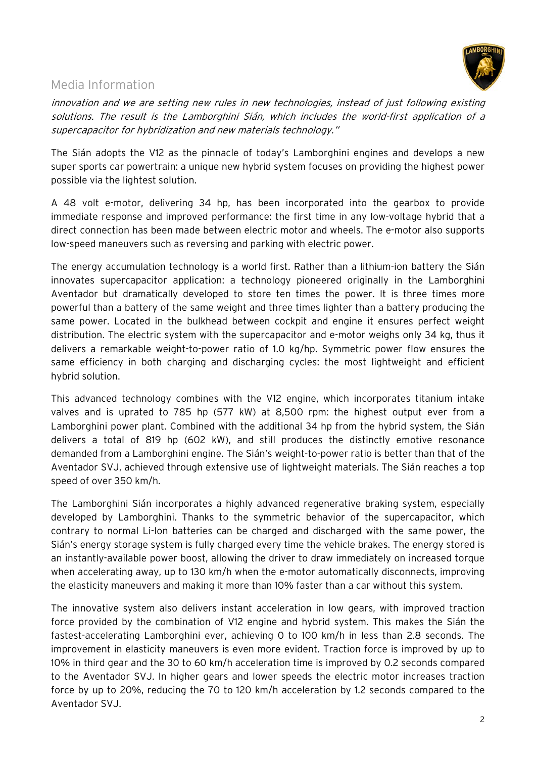*innovation and we are setting new rules in new technologies, instead of just following existing solutions. The result is the Lamborghini Sián, which includes the world-first application of a supercapacitor for hybridization and new materials technology."*

The Sián adopts the V12 as the pinnacle of today's Lamborghini engines and develops a new super sports car powertrain: a unique new hybrid system focuses on providing the highest power possible via the lightest solution.

A 48 volt e-motor, delivering 34 hp, has been incorporated into the gearbox to provide immediate response and improved performance: the first time in any low-voltage hybrid that a direct connection has been made between electric motor and wheels. The e-motor also supports low-speed maneuvers such as reversing and parking with electric power.

The energy accumulation technology is a world first. Rather than a lithium-ion battery the Sián innovates supercapacitor application: a technology pioneered originally in the Lamborghini Aventador but dramatically developed to store ten times the power. It is three times more powerful than a battery of the same weight and three times lighter than a battery producing the same power. Located in the bulkhead between cockpit and engine it ensures perfect weight distribution. The electric system with the supercapacitor and e-motor weighs only 34 kg, thus it delivers a remarkable weight-to-power ratio of 1.0 kg/hp. Symmetric power flow ensures the same efficiency in both charging and discharging cycles: the most lightweight and efficient hybrid solution.

This advanced technology combines with the V12 engine, which incorporates titanium intake valves and is uprated to 785 hp (577 kW) at 8,500 rpm: the highest output ever from a Lamborghini power plant. Combined with the additional 34 hp from the hybrid system, the Sián delivers a total of 819 hp (602 kW), and still produces the distinctly emotive resonance demanded from a Lamborghini engine. The Sián's weight-to-power ratio is better than that of the Aventador SVJ, achieved through extensive use of lightweight materials. The Sián reaches a top speed of over 350 km/h.

The Lamborghini Sián incorporates a highly advanced regenerative braking system, especially developed by Lamborghini. Thanks to the symmetric behavior of the supercapacitor, which contrary to normal Li-Ion batteries can be charged and discharged with the same power, the Sián's energy storage system is fully charged every time the vehicle brakes. The energy stored is an instantly-available power boost, allowing the driver to draw immediately on increased torque when accelerating away, up to 130 km/h when the e-motor automatically disconnects, improving the elasticity maneuvers and making it more than 10% faster than a car without this system.

The innovative system also delivers instant acceleration in low gears, with improved traction force provided by the combination of V12 engine and hybrid system. This makes the Sián the fastest-accelerating Lamborghini ever, achieving 0 to 100 km/h in less than 2.8 seconds. The improvement in elasticity maneuvers is even more evident. Traction force is improved by up to 10% in third gear and the 30 to 60 km/h acceleration time is improved by 0.2 seconds compared to the Aventador SVJ. In higher gears and lower speeds the electric motor increases traction force by up to 20%, reducing the 70 to 120 km/h acceleration by 1.2 seconds compared to the Aventador SVJ.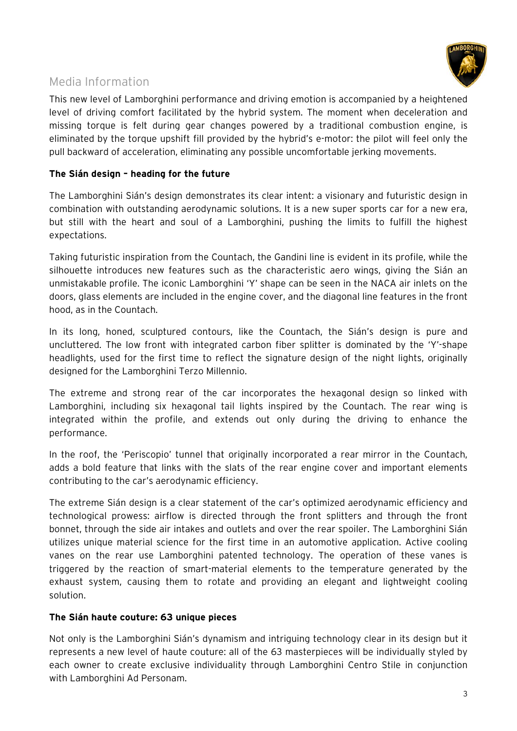This new level of Lamborghini performance and driving emotion is accompanied by a heightened level of driving comfort facilitated by the hybrid system. The moment when deceleration and missing torque is felt during gear changes powered by a traditional combustion engine, is eliminated by the torque upshift fill provided by the hybrid's e-motor: the pilot will feel only the pull backward of acceleration, eliminating any possible uncomfortable jerking movements.

**The Sián design – heading for the future**

The Lamborghini Sián's design demonstrates its clear intent: a visionary and futuristic design in combination with outstanding aerodynamic solutions. It is a new super sports car for a new era, but still with the heart and soul of a Lamborghini, pushing the limits to fulfill the highest expectations.

Taking futuristic inspiration from the Countach, the Gandini line is evident in its profile, while the silhouette introduces new features such as the characteristic aero wings, giving the Sián an unmistakable profile. The iconic Lamborghini 'Y' shape can be seen in the NACA air inlets on the doors, glass elements are included in the engine cover, and the diagonal line features in the front hood, as in the Countach.

In its long, honed, sculptured contours, like the Countach, the Sián's design is pure and uncluttered. The low front with integrated carbon fiber splitter is dominated by the 'Y'-shape headlights, used for the first time to reflect the signature design of the night lights, originally designed for the Lamborghini Terzo Millennio.

The extreme and strong rear of the car incorporates the hexagonal design so linked with Lamborghini, including six hexagonal tail lights inspired by the Countach. The rear wing is integrated within the profile, and extends out only during the driving to enhance the performance.

In the roof, the 'Periscopio' tunnel that originally incorporated a rear mirror in the Countach, adds a bold feature that links with the slats of the rear engine cover and important elements contributing to the car's aerodynamic efficiency.

The extreme Sián design is a clear statement of the car's optimized aerodynamic efficiency and technological prowess: airflow is directed through the front splitters and through the front bonnet, through the side air intakes and outlets and over the rear spoiler. The Lamborghini Sián utilizes unique material science for the first time in an automotive application. Active cooling vanes on the rear use Lamborghini patented technology. The operation of these vanes is triggered by the reaction of smart-material elements to the temperature generated by the exhaust system, causing them to rotate and providing an elegant and lightweight cooling solution.

**The Sián haute couture: 63 unique pieces**

Not only is the Lamborghini Sián's dynamism and intriguing technology clear in its design but it represents a new level of haute couture: all of the 63 masterpieces will be individually styled by each owner to create exclusive individuality through Lamborghini Centro Stile in conjunction with Lamborghini Ad Personam.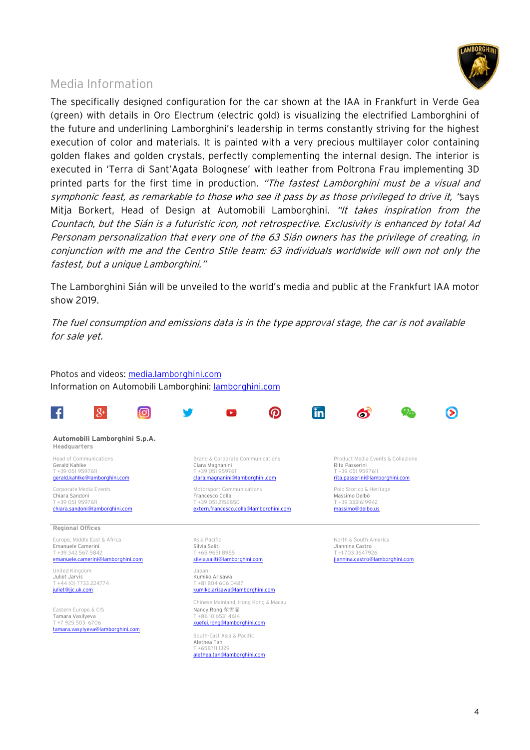Media Information

The specifically designed configuration for the car shown at the IAA in Frankfurt in Verde Gea (green) with details in Oro Electrum (electric gold) is visualizing the electrified Lamborghini of the future and underlining Lamborghini's leadership in terms constantly striving for the highest execution of color and materials. It is painted with a very precious multilayer color containing golden flakes and golden crystals, perfectly complementing the internal design. The interior is executed in 'Terra di Sant'Agata Bolognese' with leather from Poltrona Frau implementing 3D printed parts for the first time in production. *"The fastest Lamborghini must be a visual and symphonic feast, as remarkable to those who see it pass by as those privileged to drive it, "*says Mitja Borkert, Head of Design at Automobili Lamborghini. *"It takes inspiration from the Countach, but the Sián is a futuristic icon, not retrospective. Exclusivity is enhanced by total Ad Personam personalization that every one of the 63 Sián owners has the privilege of creating, in conjunction with me and the Centro Stile team: 63 individuals worldwide will own not only the fastest, but a unique Lamborghini."*

The Lamborghini Sián will be unveiled to the world's media and public at the Frankfurt IAA motor show 2019.

*The fuel consumption and emissions data is in the type approval stage, the car is not available for sale yet.*

Photos and videos: [media.lamborghini.com](media.lamborghini.com)
Information on Automobili Lamborghini: [lamborghini.com](lamborghini.com)

**Automobili Lamborghini S.p.A.**
**Headquarters**

Head of Communications
Gerald Kahlke
T +39 051 9597611
gerald.kahlke@lamborghini.com

Corporate Media Events
Chiara Sandoni
T +39 051 9597611
chiara.sandoni@lamborghini.com

Brand & Corporate Communications
Clara Magnanini
T +39 051 9597611
clara.magnanini@lamborghini.com

Motorsport Communications
Francesco Colla
T +39 051 2156850
extern.francesco.colla@lamborghini.com

Product Media Events & Collezione
Rita Passerini
T +39 051 9597611
rita.passerini@lamborghini.com

Polo Storico & Heritage
Massimo Delbò
T +39 3331619942
massimo@delbo.us

**Regional Offices**

Europe, Middle East & Africa
Emanuele Camerini
T +39 342 567 5842
emanuele.camerini@lamborghini.com

United Kingdom
Juliet Jarvis
T +44 (0) 7733 224774
juliet@jjc.uk.com

Eastern Europe & CIS
Tamara Vasilyeva
T +7 925 503 6706
tamara.vasylyeva@lamborghini.com

Asia Pacific
Silvia Saliti
T +65 9651 8955
silvia.saliti@lamborghini.com

Japan
Kumiko Arisawa
T +81 804 606 0487
kumiko.arisawa@lamborghini.com

Chinese Mainland, Hong Kong & Macau
Nancy Rong 荣雪霏
T +86 10 6531 4614
xuefei.rong@lamborghini.com

South-East Asia & Pacific
Alethea Tan
T +658711 1329
alethea.tan@lamborghini.com

North & South America
Jiannina Castro
T +1 703 3647926
jiannina.castro@lamborghini.com